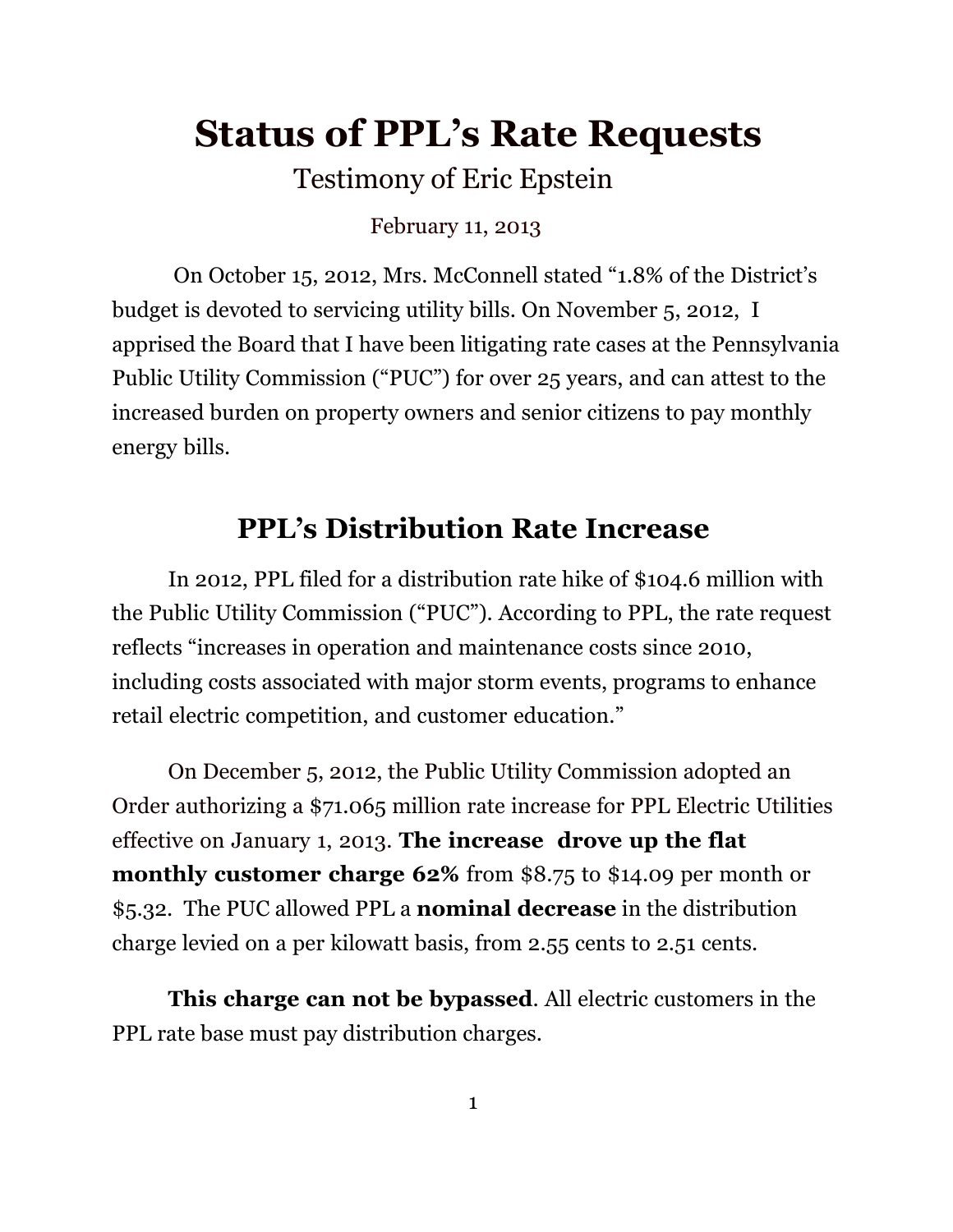# Status of PPL's Rate Requests

Testimony of Eric Epstein

February 11, 2013

On October 15, 2012, Mrs. McConnell stated "1.8% of the District's budget is devoted to servicing utility bills. On November 5, 2012, I apprised the Board that I have been litigating rate cases at the Pennsylvania Public Utility Commission ("PUC") for over 25 years, and can attest to the increased burden on property owners and senior citizens to pay monthly energy bills.

## PPL's Distribution Rate Increase

In 2012, PPL filed for a distribution rate hike of $104.6 million with the Public Utility Commission ("PUC"). According to PPL, the rate request reflects "increases in operation and maintenance costs since 2010, including costs associated with major storm events, programs to enhance retail electric competition, and customer education."

On December 5, 2012, the Public Utility Commission adopted an Order authorizing a $71.065 million rate increase for PPL Electric Utilities effective on January 1, 2013. **The increase drove up the flat monthly customer charge 62%** from $8.75 to $14.09 per month or $5.32. The PUC allowed PPL a **nominal decrease** in the distribution charge levied on a per kilowatt basis, from 2.55 cents to 2.51 cents.

**This charge can not be bypassed**. All electric customers in the PPL rate base must pay distribution charges.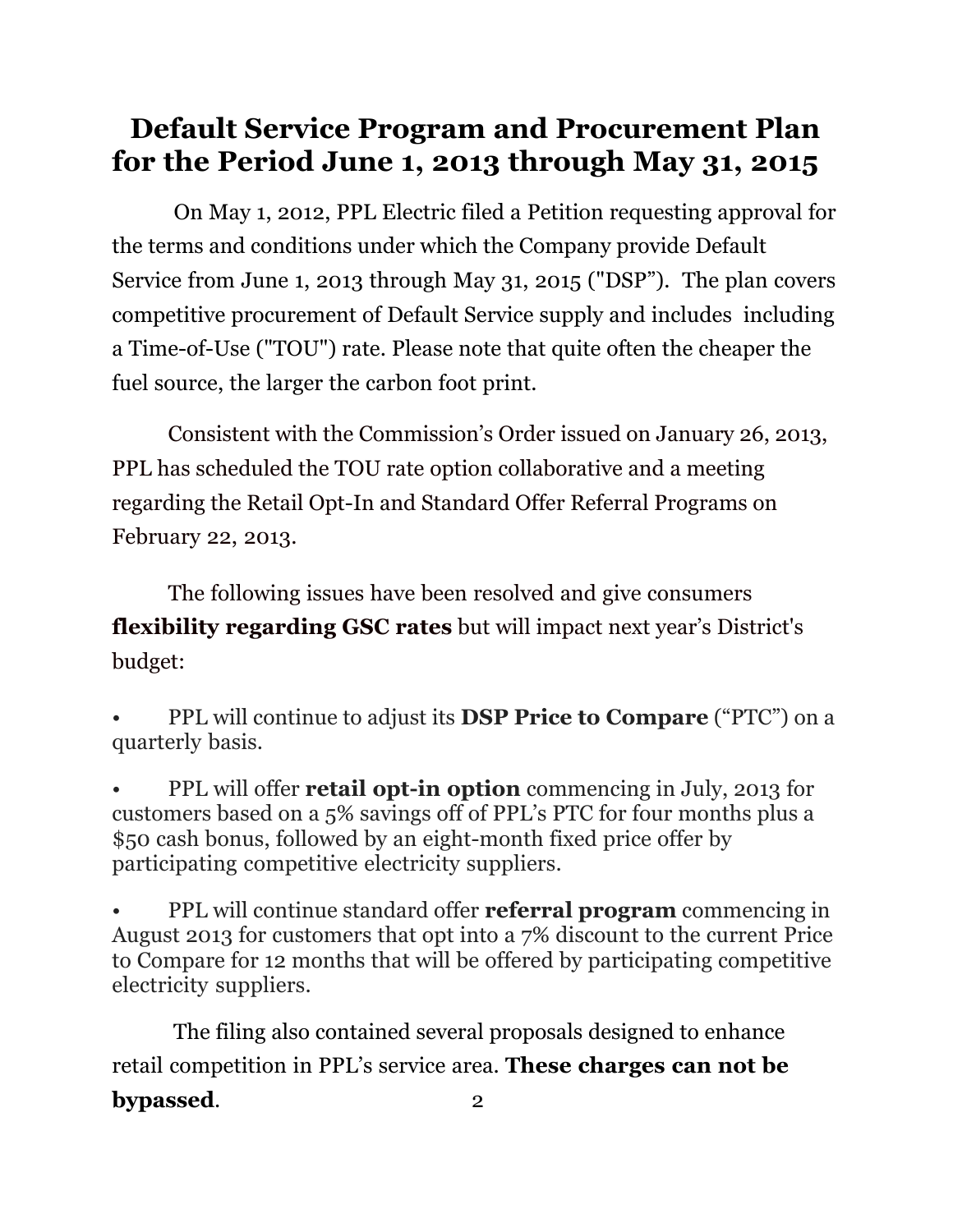# Default Service Program and Procurement Plan for the Period June 1, 2013 through May 31, 2015

On May 1, 2012, PPL Electric filed a Petition requesting approval for the terms and conditions under which the Company provide Default Service from June 1, 2013 through May 31, 2015 ("DSP"). The plan covers competitive procurement of Default Service supply and includes including a Time-of-Use ("TOU") rate. Please note that quite often the cheaper the fuel source, the larger the carbon foot print.

Consistent with the Commission's Order issued on January 26, 2013, PPL has scheduled the TOU rate option collaborative and a meeting regarding the Retail Opt-In and Standard Offer Referral Programs on February 22, 2013.

The following issues have been resolved and give consumers **flexibility regarding GSC rates** but will impact next year's District's budget:

- PPL will continue to adjust its **DSP Price to Compare** ("PTC") on a quarterly basis.
- PPL will offer **retail opt-in option** commencing in July, 2013 for customers based on a 5% savings off of PPL's PTC for four months plus a $50 cash bonus, followed by an eight-month fixed price offer by participating competitive electricity suppliers.
- PPL will continue standard offer **referral program** commencing in August 2013 for customers that opt into a 7% discount to the current Price to Compare for 12 months that will be offered by participating competitive electricity suppliers.

The filing also contained several proposals designed to enhance retail competition in PPL's service area. **These charges can not be bypassed**.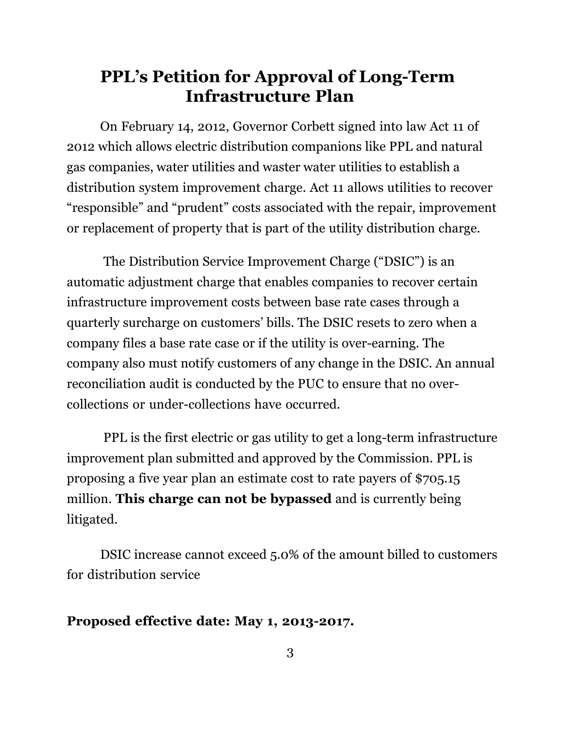# PPL's Petition for Approval of Long-Term Infrastructure Plan

On February 14, 2012, Governor Corbett signed into law Act 11 of 2012 which allows electric distribution companions like PPL and natural gas companies, water utilities and waster water utilities to establish a distribution system improvement charge. Act 11 allows utilities to recover "responsible" and "prudent" costs associated with the repair, improvement or replacement of property that is part of the utility distribution charge.

The Distribution Service Improvement Charge ("DSIC") is an automatic adjustment charge that enables companies to recover certain infrastructure improvement costs between base rate cases through a quarterly surcharge on customers' bills. The DSIC resets to zero when a company files a base rate case or if the utility is over-earning. The company also must notify customers of any change in the DSIC. An annual reconciliation audit is conducted by the PUC to ensure that no over-collections or under-collections have occurred.

PPL is the first electric or gas utility to get a long-term infrastructure improvement plan submitted and approved by the Commission. PPL is proposing a five year plan an estimate cost to rate payers of $705.15 million. **This charge can not be bypassed** and is currently being litigated.

DSIC increase cannot exceed 5.0% of the amount billed to customers for distribution service

**Proposed effective date: May 1, 2013-2017.**